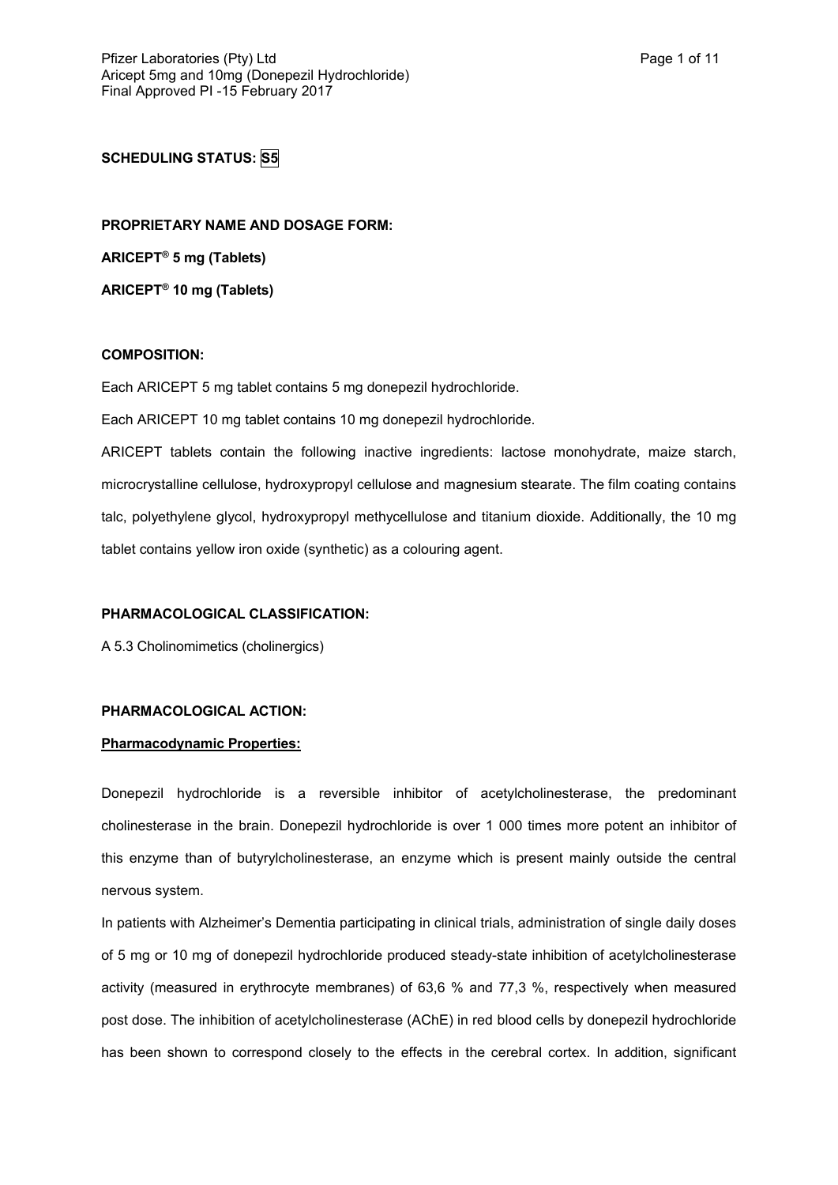**SCHEDULING STATUS:** S5

**PROPRIETARY NAME AND DOSAGE FORM:**

**ARICEPT® 5 mg (Tablets)**

**ARICEPT® 10 mg (Tablets)**

**COMPOSITION:**

Each ARICEPT 5 mg tablet contains 5 mg donepezil hydrochloride.

Each ARICEPT 10 mg tablet contains 10 mg donepezil hydrochloride.

ARICEPT tablets contain the following inactive ingredients: lactose monohydrate, maize starch, microcrystalline cellulose, hydroxypropyl cellulose and magnesium stearate. The film coating contains talc, polyethylene glycol, hydroxypropyl methycellulose and titanium dioxide. Additionally, the 10 mg tablet contains yellow iron oxide (synthetic) as a colouring agent.

**PHARMACOLOGICAL CLASSIFICATION:**

A 5.3 Cholinomimetics (cholinergics)

**PHARMACOLOGICAL ACTION:**

**Pharmacodynamic Properties:**

Donepezil hydrochloride is a reversible inhibitor of acetylcholinesterase, the predominant cholinesterase in the brain. Donepezil hydrochloride is over 1 000 times more potent an inhibitor of this enzyme than of butyrylcholinesterase, an enzyme which is present mainly outside the central nervous system.

In patients with Alzheimer's Dementia participating in clinical trials, administration of single daily doses of 5 mg or 10 mg of donepezil hydrochloride produced steady-state inhibition of acetylcholinesterase activity (measured in erythrocyte membranes) of 63,6 % and 77,3 %, respectively when measured post dose. The inhibition of acetylcholinesterase (AChE) in red blood cells by donepezil hydrochloride has been shown to correspond closely to the effects in the cerebral cortex. In addition, significant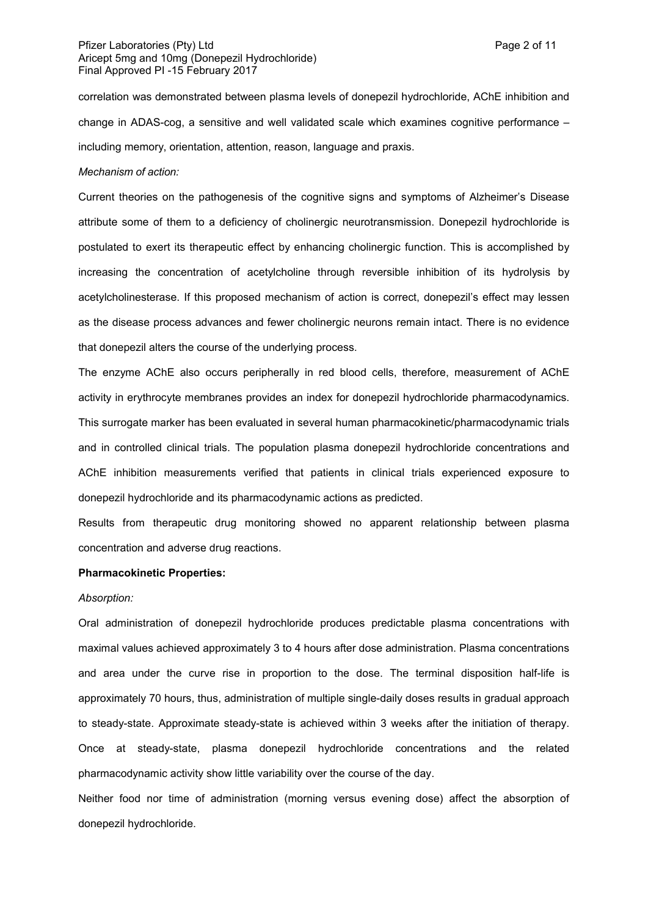correlation was demonstrated between plasma levels of donepezil hydrochloride, AChE inhibition and change in ADAS-cog, a sensitive and well validated scale which examines cognitive performance – including memory, orientation, attention, reason, language and praxis.

*Mechanism of action:*

Current theories on the pathogenesis of the cognitive signs and symptoms of Alzheimer's Disease attribute some of them to a deficiency of cholinergic neurotransmission. Donepezil hydrochloride is postulated to exert its therapeutic effect by enhancing cholinergic function. This is accomplished by increasing the concentration of acetylcholine through reversible inhibition of its hydrolysis by acetylcholinesterase. If this proposed mechanism of action is correct, donepezil's effect may lessen as the disease process advances and fewer cholinergic neurons remain intact. There is no evidence that donepezil alters the course of the underlying process.

The enzyme AChE also occurs peripherally in red blood cells, therefore, measurement of AChE activity in erythrocyte membranes provides an index for donepezil hydrochloride pharmacodynamics. This surrogate marker has been evaluated in several human pharmacokinetic/pharmacodynamic trials and in controlled clinical trials. The population plasma donepezil hydrochloride concentrations and AChE inhibition measurements verified that patients in clinical trials experienced exposure to donepezil hydrochloride and its pharmacodynamic actions as predicted.

Results from therapeutic drug monitoring showed no apparent relationship between plasma concentration and adverse drug reactions.

**Pharmacokinetic Properties:**

*Absorption:*

Oral administration of donepezil hydrochloride produces predictable plasma concentrations with maximal values achieved approximately 3 to 4 hours after dose administration. Plasma concentrations and area under the curve rise in proportion to the dose. The terminal disposition half-life is approximately 70 hours, thus, administration of multiple single-daily doses results in gradual approach to steady-state. Approximate steady-state is achieved within 3 weeks after the initiation of therapy. Once at steady-state, plasma donepezil hydrochloride concentrations and the related pharmacodynamic activity show little variability over the course of the day.

Neither food nor time of administration (morning versus evening dose) affect the absorption of donepezil hydrochloride.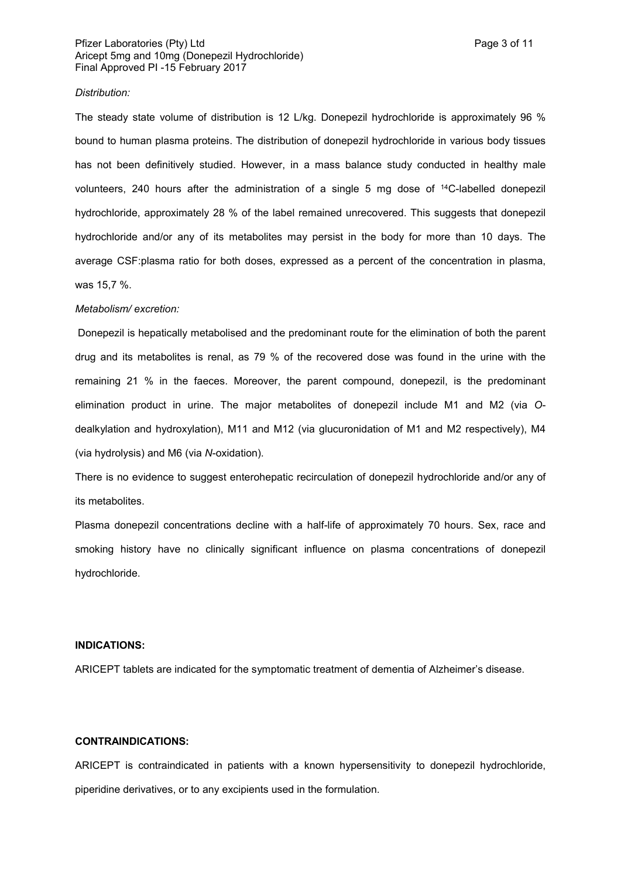*Distribution:*

The steady state volume of distribution is 12 L/kg. Donepezil hydrochloride is approximately 96 % bound to human plasma proteins. The distribution of donepezil hydrochloride in various body tissues has not been definitively studied. However, in a mass balance study conducted in healthy male volunteers, 240 hours after the administration of a single 5 mg dose of $^{14}C$-labelled donepezil hydrochloride, approximately 28 % of the label remained unrecovered. This suggests that donepezil hydrochloride and/or any of its metabolites may persist in the body for more than 10 days. The average CSF:plasma ratio for both doses, expressed as a percent of the concentration in plasma, was 15,7 %.

*Metabolism/ excretion:*

Donepezil is hepatically metabolised and the predominant route for the elimination of both the parent drug and its metabolites is renal, as 79 % of the recovered dose was found in the urine with the remaining 21 % in the faeces. Moreover, the parent compound, donepezil, is the predominant elimination product in urine. The major metabolites of donepezil include M1 and M2 (via *O*-dealkylation and hydroxylation), M11 and M12 (via glucuronidation of M1 and M2 respectively), M4 (via hydrolysis) and M6 (via *N*-oxidation).

There is no evidence to suggest enterohepatic recirculation of donepezil hydrochloride and/or any of its metabolites.

Plasma donepezil concentrations decline with a half-life of approximately 70 hours. Sex, race and smoking history have no clinically significant influence on plasma concentrations of donepezil hydrochloride.

**INDICATIONS:**

ARICEPT tablets are indicated for the symptomatic treatment of dementia of Alzheimer's disease.

**CONTRAINDICATIONS:**

ARICEPT is contraindicated in patients with a known hypersensitivity to donepezil hydrochloride, piperidine derivatives, or to any excipients used in the formulation.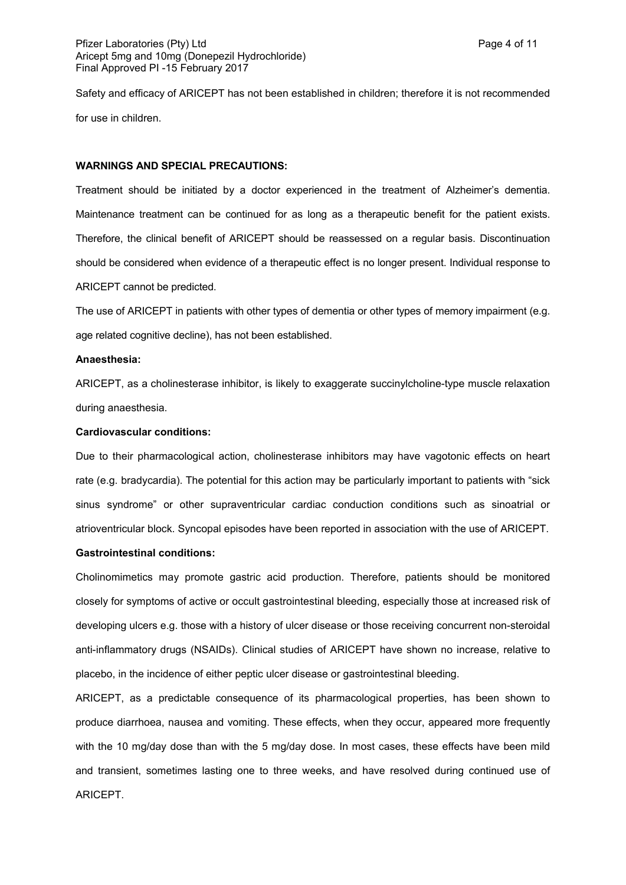Safety and efficacy of ARICEPT has not been established in children; therefore it is not recommended for use in children.

**WARNINGS AND SPECIAL PRECAUTIONS:**

Treatment should be initiated by a doctor experienced in the treatment of Alzheimer's dementia. Maintenance treatment can be continued for as long as a therapeutic benefit for the patient exists. Therefore, the clinical benefit of ARICEPT should be reassessed on a regular basis. Discontinuation should be considered when evidence of a therapeutic effect is no longer present. Individual response to ARICEPT cannot be predicted.

The use of ARICEPT in patients with other types of dementia or other types of memory impairment (e.g. age related cognitive decline), has not been established.

**Anaesthesia:**

ARICEPT, as a cholinesterase inhibitor, is likely to exaggerate succinylcholine-type muscle relaxation during anaesthesia.

**Cardiovascular conditions:**

Due to their pharmacological action, cholinesterase inhibitors may have vagotonic effects on heart rate (e.g. bradycardia). The potential for this action may be particularly important to patients with "sick sinus syndrome" or other supraventricular cardiac conduction conditions such as sinoatrial or atrioventricular block. Syncopal episodes have been reported in association with the use of ARICEPT.

**Gastrointestinal conditions:**

Cholinomimetics may promote gastric acid production. Therefore, patients should be monitored closely for symptoms of active or occult gastrointestinal bleeding, especially those at increased risk of developing ulcers e.g. those with a history of ulcer disease or those receiving concurrent non-steroidal anti-inflammatory drugs (NSAIDs). Clinical studies of ARICEPT have shown no increase, relative to placebo, in the incidence of either peptic ulcer disease or gastrointestinal bleeding.

ARICEPT, as a predictable consequence of its pharmacological properties, has been shown to produce diarrhoea, nausea and vomiting. These effects, when they occur, appeared more frequently with the 10 mg/day dose than with the 5 mg/day dose. In most cases, these effects have been mild and transient, sometimes lasting one to three weeks, and have resolved during continued use of ARICEPT.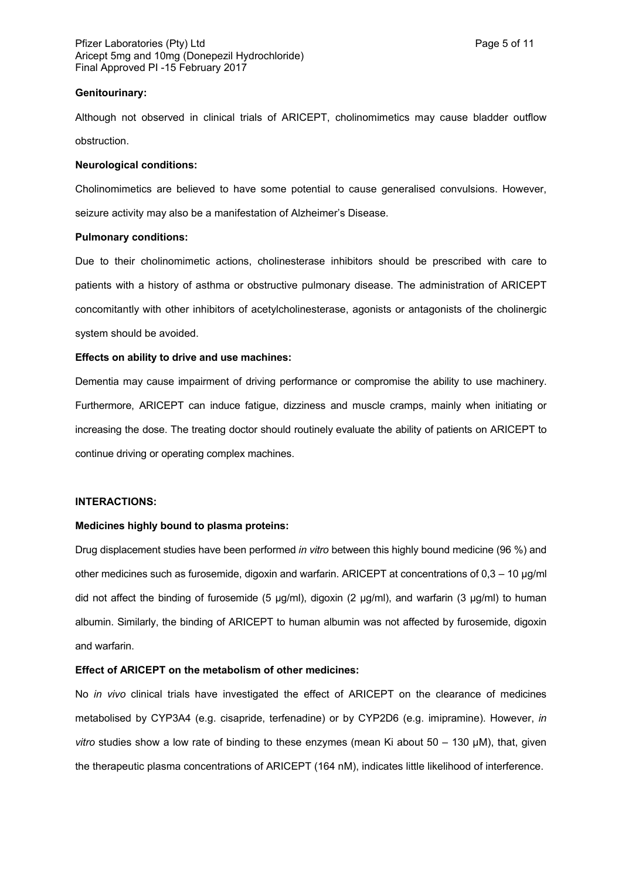**Genitourinary:**

Although not observed in clinical trials of ARICEPT, cholinomimetics may cause bladder outflow obstruction.

**Neurological conditions:**

Cholinomimetics are believed to have some potential to cause generalised convulsions. However, seizure activity may also be a manifestation of Alzheimer's Disease.

**Pulmonary conditions:**

Due to their cholinomimetic actions, cholinesterase inhibitors should be prescribed with care to patients with a history of asthma or obstructive pulmonary disease. The administration of ARICEPT concomitantly with other inhibitors of acetylcholinesterase, agonists or antagonists of the cholinergic system should be avoided.

**Effects on ability to drive and use machines:**

Dementia may cause impairment of driving performance or compromise the ability to use machinery. Furthermore, ARICEPT can induce fatigue, dizziness and muscle cramps, mainly when initiating or increasing the dose. The treating doctor should routinely evaluate the ability of patients on ARICEPT to continue driving or operating complex machines.

**INTERACTIONS:**

**Medicines highly bound to plasma proteins:**

Drug displacement studies have been performed *in vitro* between this highly bound medicine (96 %) and other medicines such as furosemide, digoxin and warfarin. ARICEPT at concentrations of 0,3 – 10 µg/ml did not affect the binding of furosemide (5 µg/ml), digoxin (2 µg/ml), and warfarin (3 µg/ml) to human albumin. Similarly, the binding of ARICEPT to human albumin was not affected by furosemide, digoxin and warfarin.

**Effect of ARICEPT on the metabolism of other medicines:**

No *in vivo* clinical trials have investigated the effect of ARICEPT on the clearance of medicines metabolised by CYP3A4 (e.g. cisapride, terfenadine) or by CYP2D6 (e.g. imipramine). However, *in vitro* studies show a low rate of binding to these enzymes (mean Ki about 50 – 130 µM), that, given the therapeutic plasma concentrations of ARICEPT (164 nM), indicates little likelihood of interference.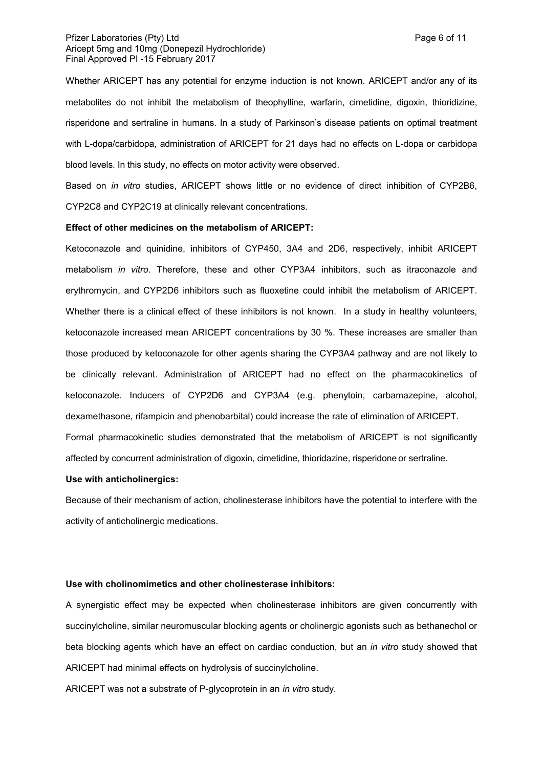Whether ARICEPT has any potential for enzyme induction is not known. ARICEPT and/or any of its metabolites do not inhibit the metabolism of theophylline, warfarin, cimetidine, digoxin, thioridizine, risperidone and sertraline in humans. In a study of Parkinson's disease patients on optimal treatment with L-dopa/carbidopa, administration of ARICEPT for 21 days had no effects on L-dopa or carbidopa blood levels. In this study, no effects on motor activity were observed.

Based on *in vitro* studies, ARICEPT shows little or no evidence of direct inhibition of CYP2B6, CYP2C8 and CYP2C19 at clinically relevant concentrations.

**Effect of other medicines on the metabolism of ARICEPT:**

Ketoconazole and quinidine, inhibitors of CYP450, 3A4 and 2D6, respectively, inhibit ARICEPT metabolism *in vitro*. Therefore, these and other CYP3A4 inhibitors, such as itraconazole and erythromycin, and CYP2D6 inhibitors such as fluoxetine could inhibit the metabolism of ARICEPT. Whether there is a clinical effect of these inhibitors is not known. In a study in healthy volunteers, ketoconazole increased mean ARICEPT concentrations by 30 %. These increases are smaller than those produced by ketoconazole for other agents sharing the CYP3A4 pathway and are not likely to be clinically relevant. Administration of ARICEPT had no effect on the pharmacokinetics of ketoconazole. Inducers of CYP2D6 and CYP3A4 (e.g. phenytoin, carbamazepine, alcohol, dexamethasone, rifampicin and phenobarbital) could increase the rate of elimination of ARICEPT.

Formal pharmacokinetic studies demonstrated that the metabolism of ARICEPT is not significantly affected by concurrent administration of digoxin, cimetidine, thioridazine, risperidone or sertraline.

**Use with anticholinergics:**

Because of their mechanism of action, cholinesterase inhibitors have the potential to interfere with the activity of anticholinergic medications.

**Use with cholinomimetics and other cholinesterase inhibitors:**

A synergistic effect may be expected when cholinesterase inhibitors are given concurrently with succinylcholine, similar neuromuscular blocking agents or cholinergic agonists such as bethanechol or beta blocking agents which have an effect on cardiac conduction, but an *in vitro* study showed that ARICEPT had minimal effects on hydrolysis of succinylcholine.

ARICEPT was not a substrate of P-glycoprotein in an *in vitro* study.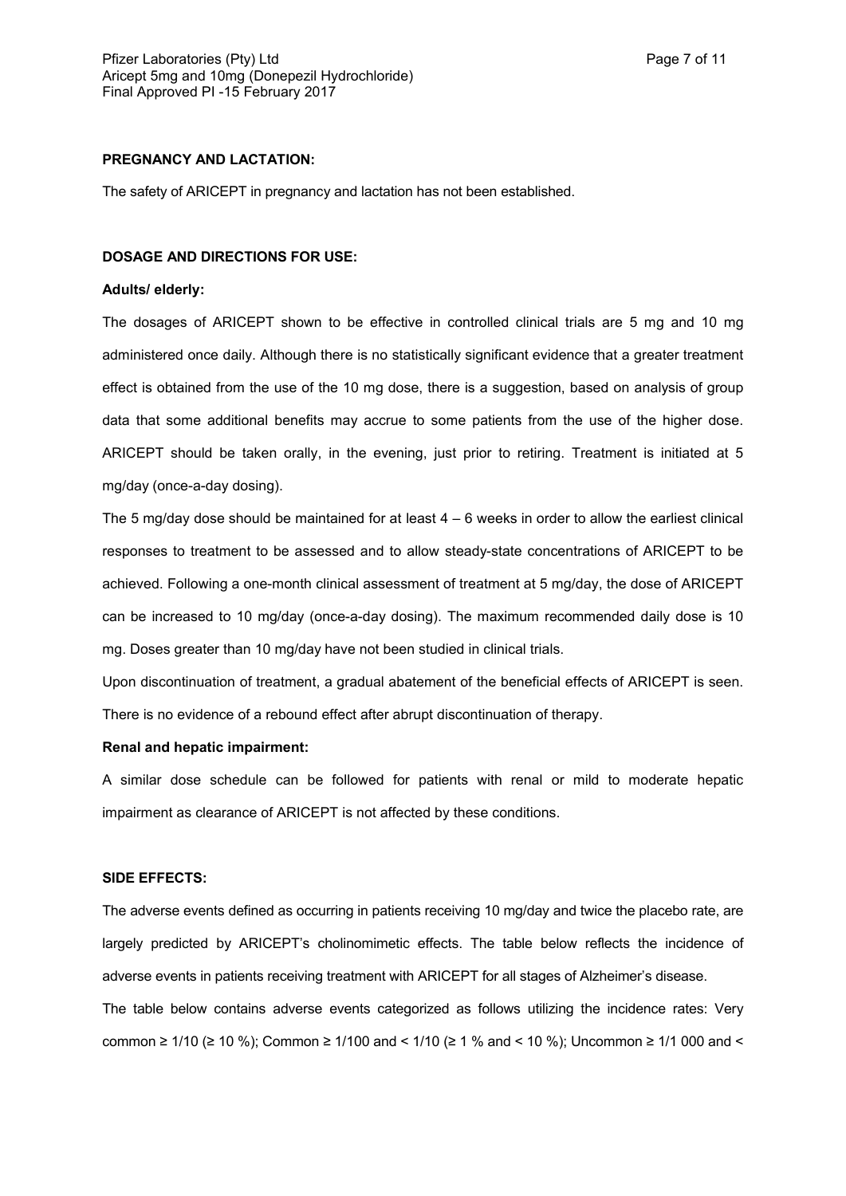**PREGNANCY AND LACTATION:**

The safety of ARICEPT in pregnancy and lactation has not been established.

**DOSAGE AND DIRECTIONS FOR USE:**

**Adults/ elderly:**

The dosages of ARICEPT shown to be effective in controlled clinical trials are 5 mg and 10 mg administered once daily. Although there is no statistically significant evidence that a greater treatment effect is obtained from the use of the 10 mg dose, there is a suggestion, based on analysis of group data that some additional benefits may accrue to some patients from the use of the higher dose. ARICEPT should be taken orally, in the evening, just prior to retiring. Treatment is initiated at 5 mg/day (once-a-day dosing).

The 5 mg/day dose should be maintained for at least 4 – 6 weeks in order to allow the earliest clinical responses to treatment to be assessed and to allow steady-state concentrations of ARICEPT to be achieved. Following a one-month clinical assessment of treatment at 5 mg/day, the dose of ARICEPT can be increased to 10 mg/day (once-a-day dosing). The maximum recommended daily dose is 10 mg. Doses greater than 10 mg/day have not been studied in clinical trials.

Upon discontinuation of treatment, a gradual abatement of the beneficial effects of ARICEPT is seen. There is no evidence of a rebound effect after abrupt discontinuation of therapy.

**Renal and hepatic impairment:**

A similar dose schedule can be followed for patients with renal or mild to moderate hepatic impairment as clearance of ARICEPT is not affected by these conditions.

**SIDE EFFECTS:**

The adverse events defined as occurring in patients receiving 10 mg/day and twice the placebo rate, are largely predicted by ARICEPT's cholinomimetic effects. The table below reflects the incidence of adverse events in patients receiving treatment with ARICEPT for all stages of Alzheimer's disease.

The table below contains adverse events categorized as follows utilizing the incidence rates: Very common ≥ 1/10 (≥ 10 %); Common ≥ 1/100 and < 1/10 (≥ 1 % and < 10 %); Uncommon ≥ 1/1 000 and <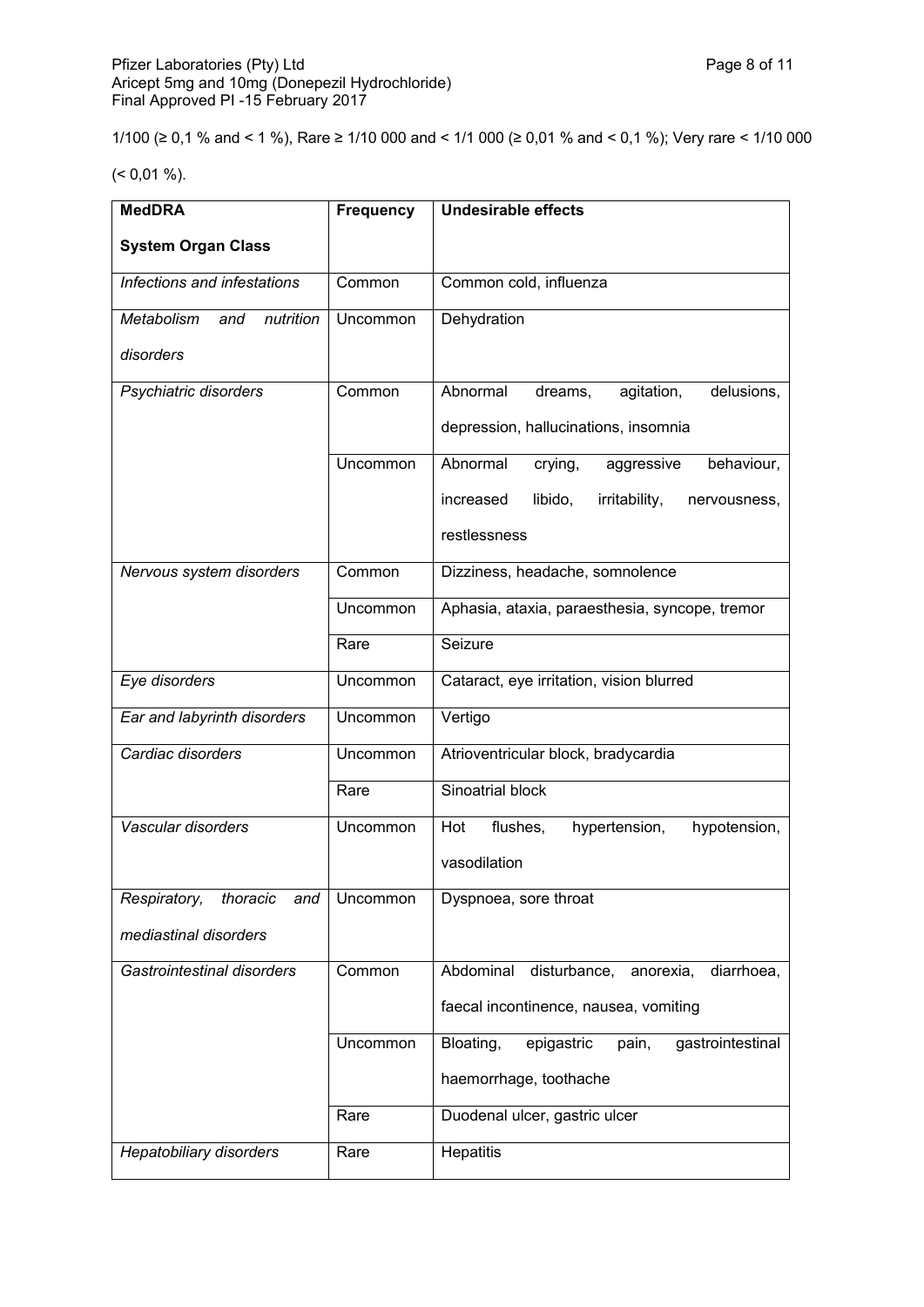1/100 (≥ 0,1 % and < 1 %), Rare ≥ 1/10 000 and < 1/1 000 (≥ 0,01 % and < 0,1 %); Very rare < 1/10 000 (< 0,01 %).

| **MedDRA System Organ Class** | **Frequency** | **Undesirable effects** |
|---|---|---|
| *Infections and infestations* | Common | Common cold, influenza |
| *Metabolism and nutrition disorders* | Uncommon | Dehydration |
| *Psychiatric disorders* | Common | Abnormal dreams, agitation, delusions, depression, hallucinations, insomnia |
| | Uncommon | Abnormal crying, aggressive behaviour, increased libido, irritability, nervousness, restlessness |
| *Nervous system disorders* | Common | Dizziness, headache, somnolence |
| | Uncommon | Aphasia, ataxia, paraesthesia, syncope, tremor |
| | Rare | Seizure |
| *Eye disorders* | Uncommon | Cataract, eye irritation, vision blurred |
| *Ear and labyrinth disorders* | Uncommon | Vertigo |
| *Cardiac disorders* | Uncommon | Atrioventricular block, bradycardia |
| | Rare | Sinoatrial block |
| *Vascular disorders* | Uncommon | Hot flushes, hypertension, hypotension, vasodilation |
| *Respiratory, thoracic and mediastinal disorders* | Uncommon | Dyspnoea, sore throat |
| *Gastrointestinal disorders* | Common | Abdominal disturbance, anorexia, diarrhoea, faecal incontinence, nausea, vomiting |
| | Uncommon | Bloating, epigastric pain, gastrointestinal haemorrhage, toothache |
| | Rare | Duodenal ulcer, gastric ulcer |
| *Hepatobiliary disorders* | Rare | Hepatitis |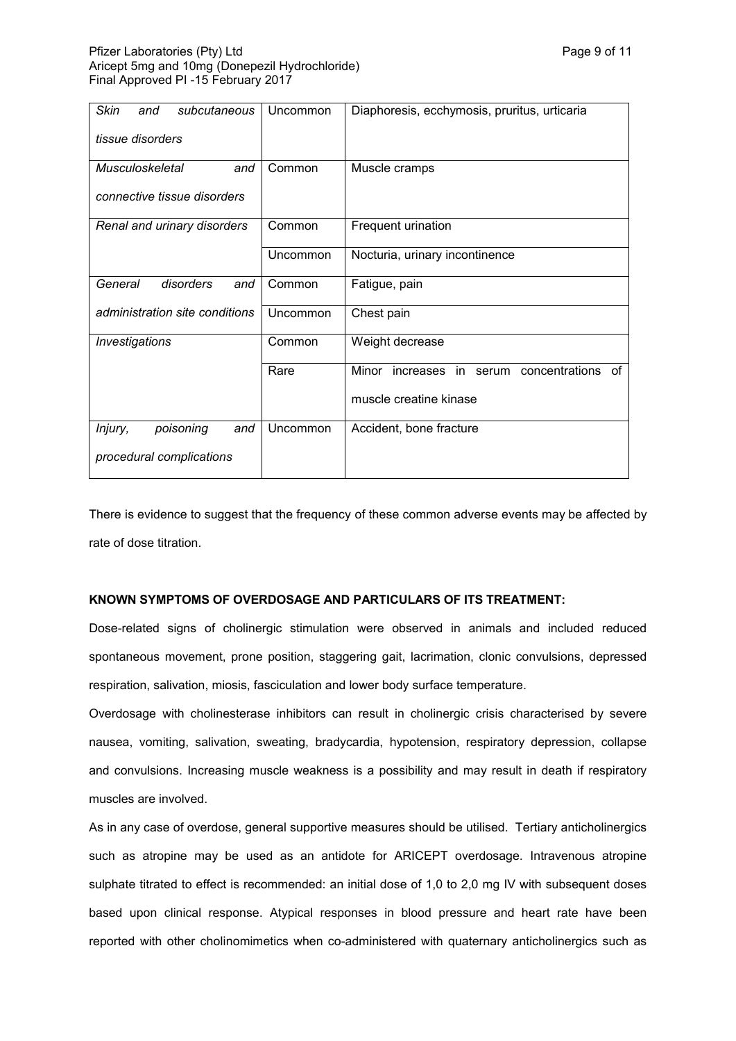| | | |
|---|---|---|
| *Skin and subcutaneous tissue disorders* | Uncommon | Diaphoresis, ecchymosis, pruritus, urticaria |
| *Musculoskeletal and connective tissue disorders* | Common | Muscle cramps |
| *Renal and urinary disorders* | Common | Frequent urination |
| | Uncommon | Nocturia, urinary incontinence |
| *General disorders and administration site conditions* | Common | Fatigue, pain |
| | Uncommon | Chest pain |
| *Investigations* | Common | Weight decrease |
| | Rare | Minor increases in serum concentrations of muscle creatine kinase |
| *Injury, poisoning and procedural complications* | Uncommon | Accident, bone fracture |

There is evidence to suggest that the frequency of these common adverse events may be affected by rate of dose titration.

**KNOWN SYMPTOMS OF OVERDOSAGE AND PARTICULARS OF ITS TREATMENT:**

Dose-related signs of cholinergic stimulation were observed in animals and included reduced spontaneous movement, prone position, staggering gait, lacrimation, clonic convulsions, depressed respiration, salivation, miosis, fasciculation and lower body surface temperature.

Overdosage with cholinesterase inhibitors can result in cholinergic crisis characterised by severe nausea, vomiting, salivation, sweating, bradycardia, hypotension, respiratory depression, collapse and convulsions. Increasing muscle weakness is a possibility and may result in death if respiratory muscles are involved.

As in any case of overdose, general supportive measures should be utilised. Tertiary anticholinergics such as atropine may be used as an antidote for ARICEPT overdosage. Intravenous atropine sulphate titrated to effect is recommended: an initial dose of 1,0 to 2,0 mg IV with subsequent doses based upon clinical response. Atypical responses in blood pressure and heart rate have been reported with other cholinomimetics when co-administered with quaternary anticholinergics such as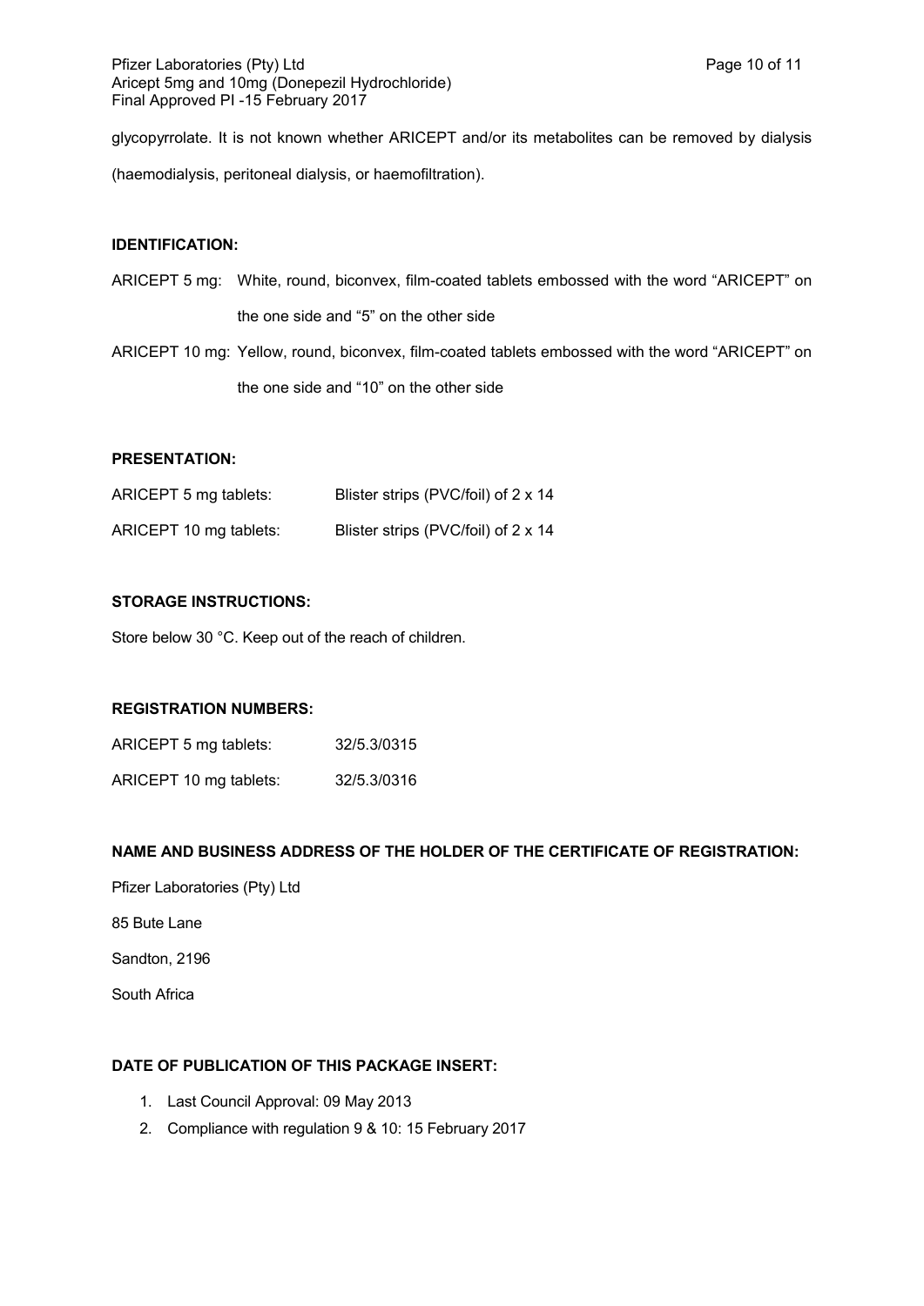glycopyrrolate. It is not known whether ARICEPT and/or its metabolites can be removed by dialysis (haemodialysis, peritoneal dialysis, or haemofiltration).

**IDENTIFICATION:**

ARICEPT 5 mg: White, round, biconvex, film-coated tablets embossed with the word "ARICEPT" on the one side and "5" on the other side

ARICEPT 10 mg: Yellow, round, biconvex, film-coated tablets embossed with the word "ARICEPT" on the one side and "10" on the other side

**PRESENTATION:**

| | |
|---|---|
| ARICEPT 5 mg tablets: | Blister strips (PVC/foil) of 2 x 14 |
| ARICEPT 10 mg tablets: | Blister strips (PVC/foil) of 2 x 14 |

**STORAGE INSTRUCTIONS:**

Store below 30 °C. Keep out of the reach of children.

**REGISTRATION NUMBERS:**

| | |
|---|---|
| ARICEPT 5 mg tablets: | 32/5.3/0315 |
| ARICEPT 10 mg tablets: | 32/5.3/0316 |

**NAME AND BUSINESS ADDRESS OF THE HOLDER OF THE CERTIFICATE OF REGISTRATION:**

Pfizer Laboratories (Pty) Ltd

85 Bute Lane

Sandton, 2196

South Africa

**DATE OF PUBLICATION OF THIS PACKAGE INSERT:**

1. Last Council Approval: 09 May 2013
2. Compliance with regulation 9 & 10: 15 February 2017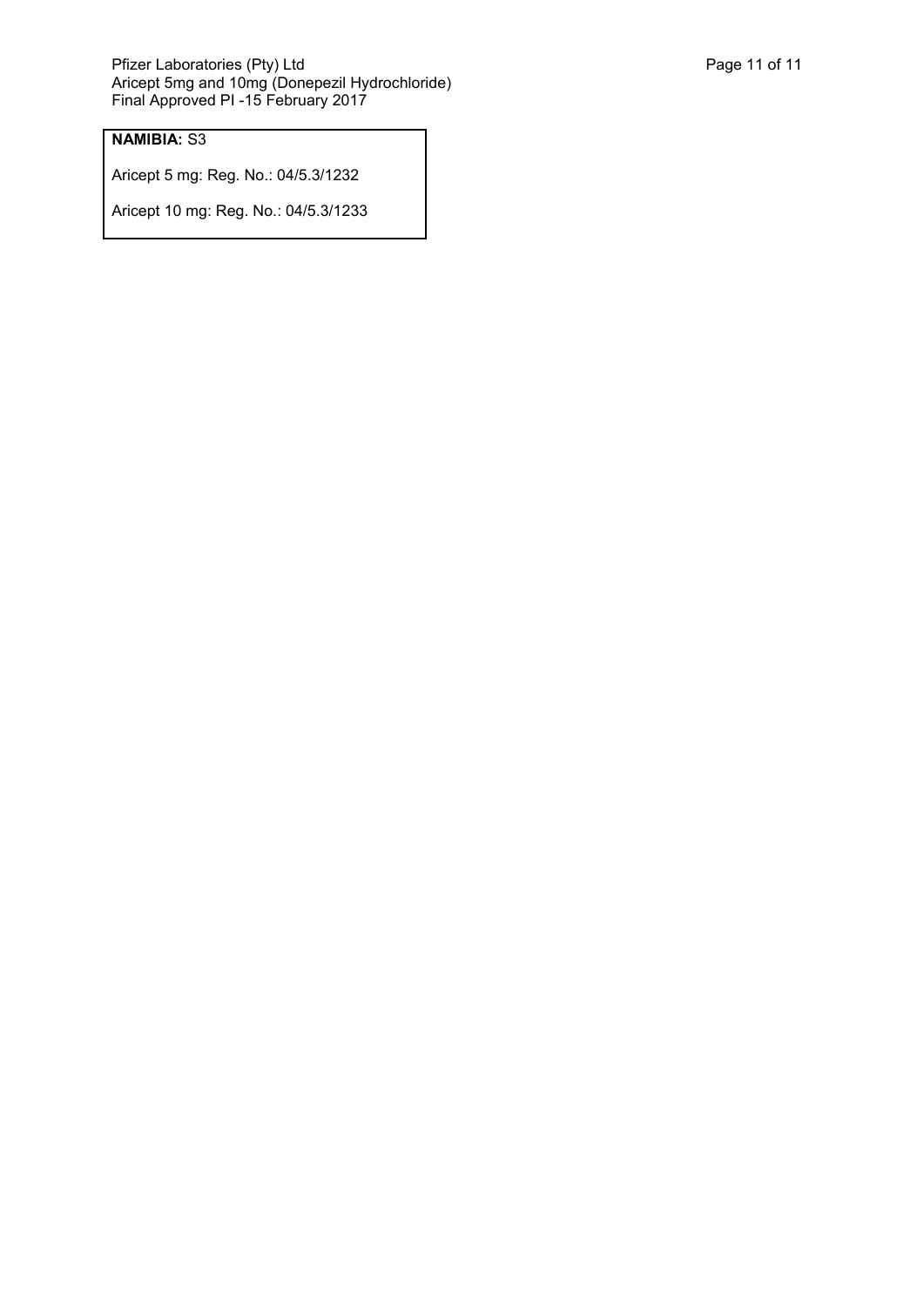**NAMIBIA:** S3

Aricept 5 mg: Reg. No.: 04/5.3/1232

Aricept 10 mg: Reg. No.: 04/5.3/1233